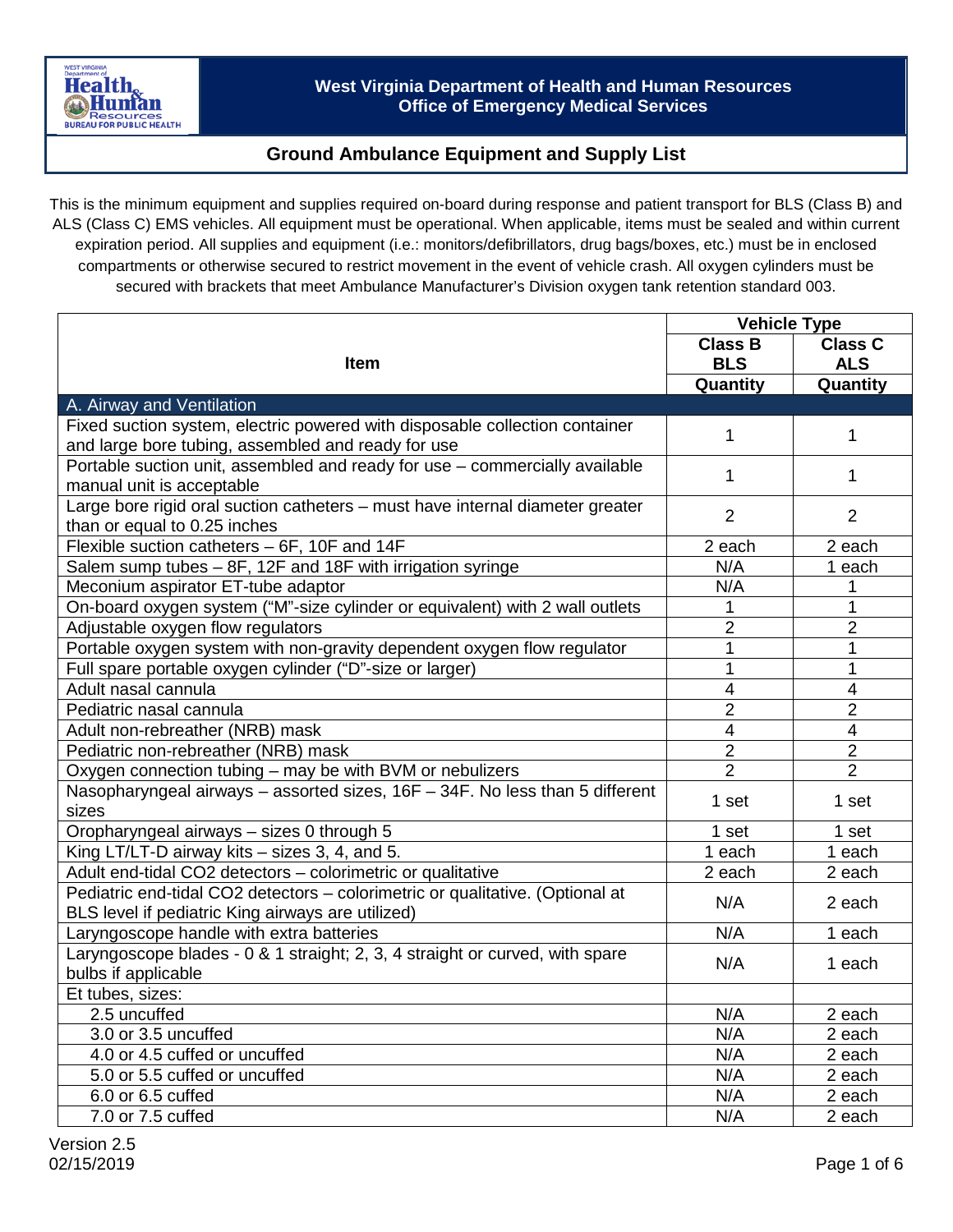# West Virginia Department of Health and Human Resources
## Office of Emergency Medical Services

## Ground Ambulance Equipment and Supply List

This is the minimum equipment and supplies required on-board during response and patient transport for BLS (Class B) and ALS (Class C) EMS vehicles. All equipment must be operational. When applicable, items must be sealed and within current expiration period. All supplies and equipment (i.e.: monitors/defibrillators, drug bags/boxes, etc.) must be in enclosed compartments or otherwise secured to restrict movement in the event of vehicle crash. All oxygen cylinders must be secured with brackets that meet Ambulance Manufacturer's Division oxygen tank retention standard 003.

| Item | Vehicle Type | |
|---|---|---|
| | Class B BLS | Class C ALS |
| | Quantity | Quantity |
| **A. Airway and Ventilation** | | |
| Fixed suction system, electric powered with disposable collection container and large bore tubing, assembled and ready for use | 1 | 1 |
| Portable suction unit, assembled and ready for use – commercially available manual unit is acceptable | 1 | 1 |
| Large bore rigid oral suction catheters – must have internal diameter greater than or equal to 0.25 inches | 2 | 2 |
| Flexible suction catheters – 6F, 10F and 14F | 2 each | 2 each |
| Salem sump tubes – 8F, 12F and 18F with irrigation syringe | N/A | 1 each |
| Meconium aspirator ET-tube adaptor | N/A | 1 |
| On-board oxygen system ("M"-size cylinder or equivalent) with 2 wall outlets | 1 | 1 |
| Adjustable oxygen flow regulators | 2 | 2 |
| Portable oxygen system with non-gravity dependent oxygen flow regulator | 1 | 1 |
| Full spare portable oxygen cylinder ("D"-size or larger) | 1 | 1 |
| Adult nasal cannula | 4 | 4 |
| Pediatric nasal cannula | 2 | 2 |
| Adult non-rebreather (NRB) mask | 4 | 4 |
| Pediatric non-rebreather (NRB) mask | 2 | 2 |
| Oxygen connection tubing – may be with BVM or nebulizers | 2 | 2 |
| Nasopharyngeal airways – assorted sizes, 16F – 34F. No less than 5 different sizes | 1 set | 1 set |
| Oropharyngeal airways – sizes 0 through 5 | 1 set | 1 set |
| King LT/LT-D airway kits – sizes 3, 4, and 5. | 1 each | 1 each |
| Adult end-tidal CO2 detectors – colorimetric or qualitative | 2 each | 2 each |
| Pediatric end-tidal CO2 detectors – colorimetric or qualitative. (Optional at BLS level if pediatric King airways are utilized) | N/A | 2 each |
| Laryngoscope handle with extra batteries | N/A | 1 each |
| Laryngoscope blades - 0 & 1 straight; 2, 3, 4 straight or curved, with spare bulbs if applicable | N/A | 1 each |
| Et tubes, sizes: | | |
| 2.5 uncuffed | N/A | 2 each |
| 3.0 or 3.5 uncuffed | N/A | 2 each |
| 4.0 or 4.5 cuffed or uncuffed | N/A | 2 each |
| 5.0 or 5.5 cuffed or uncuffed | N/A | 2 each |
| 6.0 or 6.5 cuffed | N/A | 2 each |
| 7.0 or 7.5 cuffed | N/A | 2 each |

Version 2.5
02/15/2019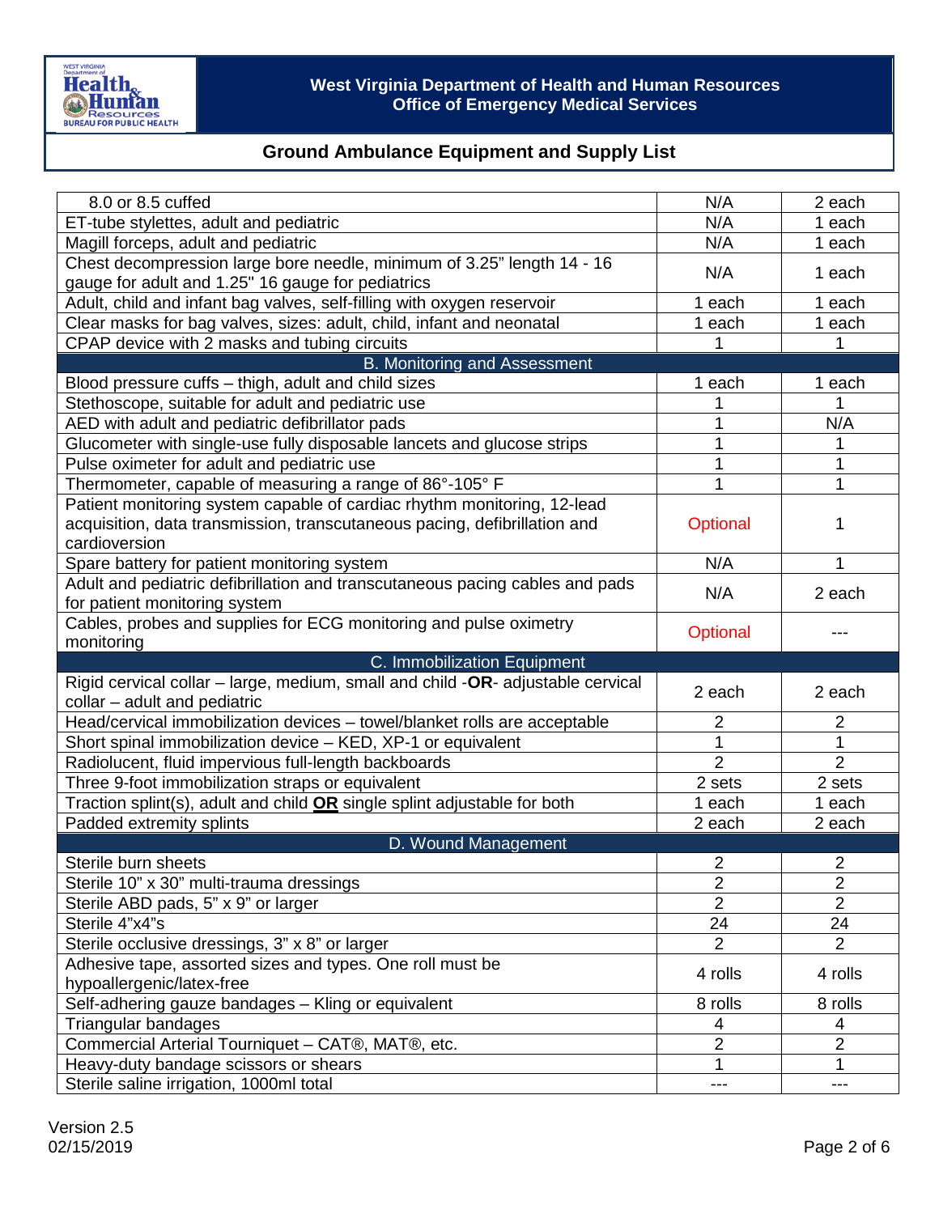| | | |
|---|---|---|
| 8.0 or 8.5 cuffed | N/A | 2 each |
| ET-tube stylettes, adult and pediatric | N/A | 1 each |
| Magill forceps, adult and pediatric | N/A | 1 each |
| Chest decompression large bore needle, minimum of 3.25" length 14 - 16 gauge for adult and 1.25" 16 gauge for pediatrics | N/A | 1 each |
| Adult, child and infant bag valves, self-filling with oxygen reservoir | 1 each | 1 each |
| Clear masks for bag valves, sizes: adult, child, infant and neonatal | 1 each | 1 each |
| CPAP device with 2 masks and tubing circuits | 1 | 1 |
| **B. Monitoring and Assessment** | | |
| Blood pressure cuffs – thigh, adult and child sizes | 1 each | 1 each |
| Stethoscope, suitable for adult and pediatric use | 1 | 1 |
| AED with adult and pediatric defibrillator pads | 1 | N/A |
| Glucometer with single-use fully disposable lancets and glucose strips | 1 | 1 |
| Pulse oximeter for adult and pediatric use | 1 | 1 |
| Thermometer, capable of measuring a range of 86°-105° F | 1 | 1 |
| Patient monitoring system capable of cardiac rhythm monitoring, 12-lead acquisition, data transmission, transcutaneous pacing, defibrillation and cardioversion | Optional | 1 |
| Spare battery for patient monitoring system | N/A | 1 |
| Adult and pediatric defibrillation and transcutaneous pacing cables and pads for patient monitoring system | N/A | 2 each |
| Cables, probes and supplies for ECG monitoring and pulse oximetry monitoring | Optional | --- |
| **C. Immobilization Equipment** | | |
| Rigid cervical collar – large, medium, small and child -**OR**- adjustable cervical collar – adult and pediatric | 2 each | 2 each |
| Head/cervical immobilization devices – towel/blanket rolls are acceptable | 2 | 2 |
| Short spinal immobilization device – KED, XP-1 or equivalent | 1 | 1 |
| Radiolucent, fluid impervious full-length backboards | 2 | 2 |
| Three 9-foot immobilization straps or equivalent | 2 sets | 2 sets |
| Traction splint(s), adult and child **OR** single splint adjustable for both | 1 each | 1 each |
| Padded extremity splints | 2 each | 2 each |
| **D. Wound Management** | | |
| Sterile burn sheets | 2 | 2 |
| Sterile 10" x 30" multi-trauma dressings | 2 | 2 |
| Sterile ABD pads, 5" x 9" or larger | 2 | 2 |
| Sterile 4"x4"s | 24 | 24 |
| Sterile occlusive dressings, 3" x 8" or larger | 2 | 2 |
| Adhesive tape, assorted sizes and types. One roll must be hypoallergenic/latex-free | 4 rolls | 4 rolls |
| Self-adhering gauze bandages – Kling or equivalent | 8 rolls | 8 rolls |
| Triangular bandages | 4 | 4 |
| Commercial Arterial Tourniquet – CAT®, MAT®, etc. | 2 | 2 |
| Heavy-duty bandage scissors or shears | 1 | 1 |
| Sterile saline irrigation, 1000ml total | --- | --- |

Version 2.5
02/15/2019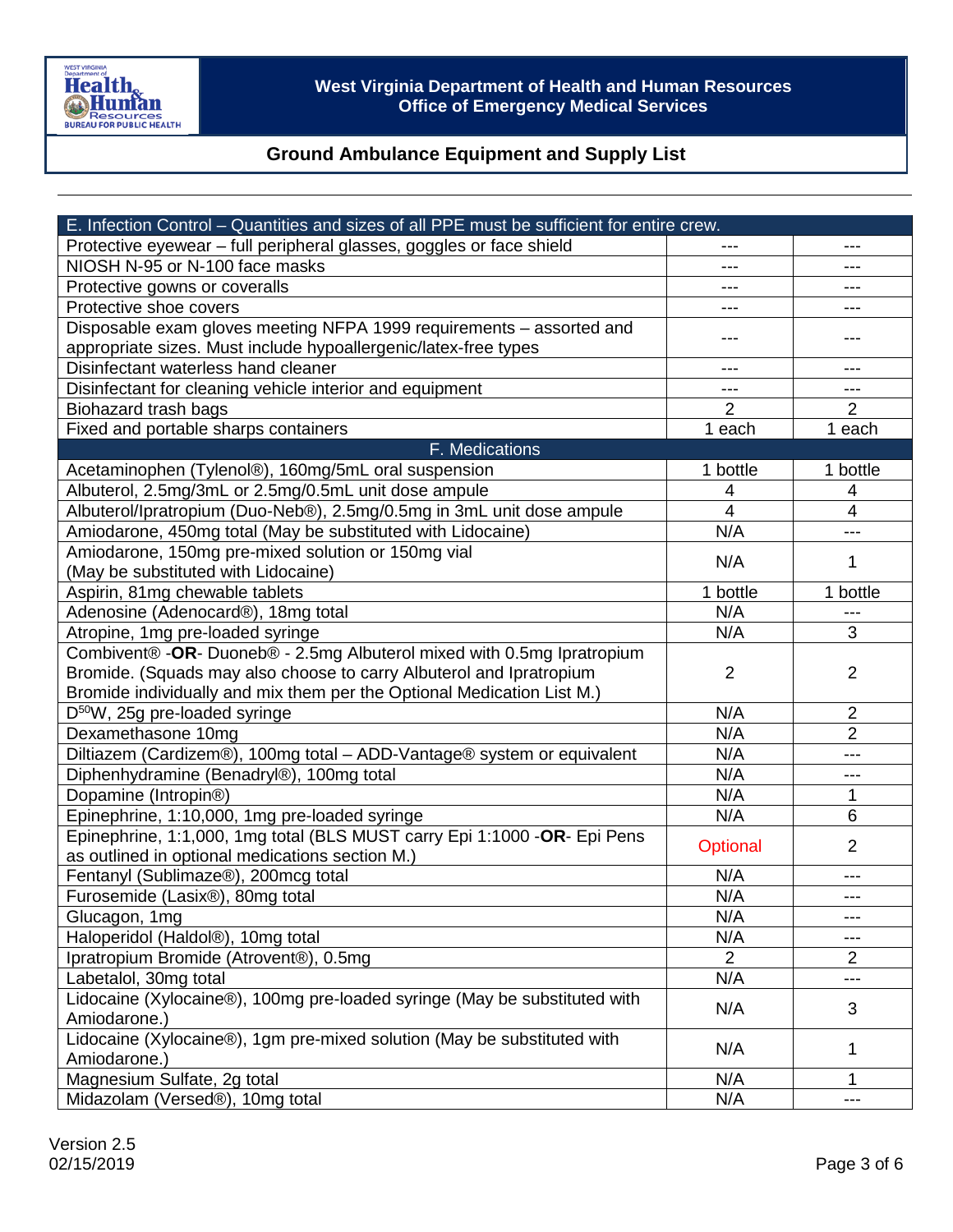West Virginia Department of Health and Human Resources
Office of Emergency Medical Services

## Ground Ambulance Equipment and Supply List

| E. Infection Control – Quantities and sizes of all PPE must be sufficient for entire crew. | | |
|---|---|---|
| Protective eyewear – full peripheral glasses, goggles or face shield | --- | --- |
| NIOSH N-95 or N-100 face masks | --- | --- |
| Protective gowns or coveralls | --- | --- |
| Protective shoe covers | --- | --- |
| Disposable exam gloves meeting NFPA 1999 requirements – assorted and appropriate sizes. Must include hypoallergenic/latex-free types | --- | --- |
| Disinfectant waterless hand cleaner | --- | --- |
| Disinfectant for cleaning vehicle interior and equipment | --- | --- |
| Biohazard trash bags | 2 | 2 |
| Fixed and portable sharps containers | 1 each | 1 each |
| **F. Medications** | | |
| Acetaminophen (Tylenol®), 160mg/5mL oral suspension | 1 bottle | 1 bottle |
| Albuterol, 2.5mg/3mL or 2.5mg/0.5mL unit dose ampule | 4 | 4 |
| Albuterol/Ipratropium (Duo-Neb®), 2.5mg/0.5mg in 3mL unit dose ampule | 4 | 4 |
| Amiodarone, 450mg total (May be substituted with Lidocaine) | N/A | --- |
| Amiodarone, 150mg pre-mixed solution or 150mg vial (May be substituted with Lidocaine) | N/A | 1 |
| Aspirin, 81mg chewable tablets | 1 bottle | 1 bottle |
| Adenosine (Adenocard®), 18mg total | N/A | --- |
| Atropine, 1mg pre-loaded syringe | N/A | 3 |
| Combivent® -**OR**- Duoneb® - 2.5mg Albuterol mixed with 0.5mg Ipratropium Bromide. (Squads may also choose to carry Albuterol and Ipratropium Bromide individually and mix them per the Optional Medication List M.) | 2 | 2 |
| $D^{50}W$, 25g pre-loaded syringe | N/A | 2 |
| Dexamethasone 10mg | N/A | 2 |
| Diltiazem (Cardizem®), 100mg total – ADD-Vantage® system or equivalent | N/A | --- |
| Diphenhydramine (Benadryl®), 100mg total | N/A | --- |
| Dopamine (Intropin®) | N/A | 1 |
| Epinephrine, 1:10,000, 1mg pre-loaded syringe | N/A | 6 |
| Epinephrine, 1:1,000, 1mg total (BLS MUST carry Epi 1:1000 -**OR**- Epi Pens as outlined in optional medications section M.) | Optional | 2 |
| Fentanyl (Sublimaze®), 200mcg total | N/A | --- |
| Furosemide (Lasix®), 80mg total | N/A | --- |
| Glucagon, 1mg | N/A | --- |
| Haloperidol (Haldol®), 10mg total | N/A | --- |
| Ipratropium Bromide (Atrovent®), 0.5mg | 2 | 2 |
| Labetalol, 30mg total | N/A | --- |
| Lidocaine (Xylocaine®), 100mg pre-loaded syringe (May be substituted with Amiodarone.) | N/A | 3 |
| Lidocaine (Xylocaine®), 1gm pre-mixed solution (May be substituted with Amiodarone.) | N/A | 1 |
| Magnesium Sulfate, 2g total | N/A | 1 |
| Midazolam (Versed®), 10mg total | N/A | --- |

Version 2.5
02/15/2019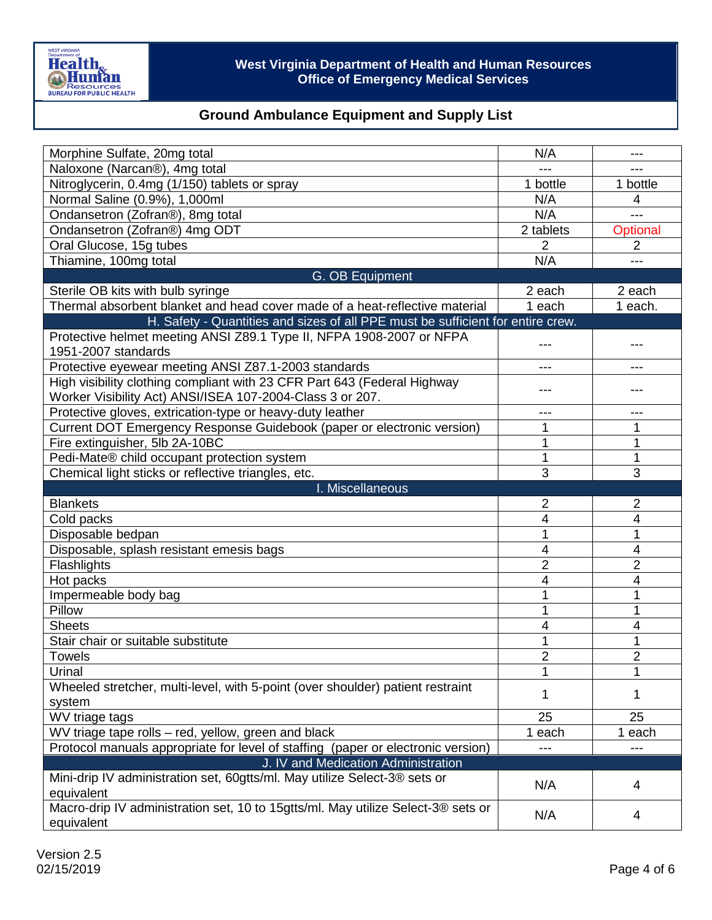West Virginia Department of Health and Human Resources
Office of Emergency Medical Services

## Ground Ambulance Equipment and Supply List

| | | |
|---|---|---|
| Morphine Sulfate, 20mg total | N/A | --- |
| Naloxone (Narcan®), 4mg total | --- | --- |
| Nitroglycerin, 0.4mg (1/150) tablets or spray | 1 bottle | 1 bottle |
| Normal Saline (0.9%), 1,000ml | N/A | 4 |
| Ondansetron (Zofran®), 8mg total | N/A | --- |
| Ondansetron (Zofran®) 4mg ODT | 2 tablets | Optional |
| Oral Glucose, 15g tubes | 2 | 2 |
| Thiamine, 100mg total | N/A | --- |
| **G. OB Equipment** | | |
| Sterile OB kits with bulb syringe | 2 each | 2 each |
| Thermal absorbent blanket and head cover made of a heat-reflective material | 1 each | 1 each. |
| **H. Safety - Quantities and sizes of all PPE must be sufficient for entire crew.** | | |
| Protective helmet meeting ANSI Z89.1 Type II, NFPA 1908-2007 or NFPA 1951-2007 standards | --- | --- |
| Protective eyewear meeting ANSI Z87.1-2003 standards | --- | --- |
| High visibility clothing compliant with 23 CFR Part 643 (Federal Highway Worker Visibility Act) ANSI/ISEA 107-2004-Class 3 or 207. | --- | --- |
| Protective gloves, extrication-type or heavy-duty leather | --- | --- |
| Current DOT Emergency Response Guidebook (paper or electronic version) | 1 | 1 |
| Fire extinguisher, 5lb 2A-10BC | 1 | 1 |
| Pedi-Mate® child occupant protection system | 1 | 1 |
| Chemical light sticks or reflective triangles, etc. | 3 | 3 |
| **I. Miscellaneous** | | |
| Blankets | 2 | 2 |
| Cold packs | 4 | 4 |
| Disposable bedpan | 1 | 1 |
| Disposable, splash resistant emesis bags | 4 | 4 |
| Flashlights | 2 | 2 |
| Hot packs | 4 | 4 |
| Impermeable body bag | 1 | 1 |
| Pillow | 1 | 1 |
| Sheets | 4 | 4 |
| Stair chair or suitable substitute | 1 | 1 |
| Towels | 2 | 2 |
| Urinal | 1 | 1 |
| Wheeled stretcher, multi-level, with 5-point (over shoulder) patient restraint system | 1 | 1 |
| WV triage tags | 25 | 25 |
| WV triage tape rolls – red, yellow, green and black | 1 each | 1 each |
| Protocol manuals appropriate for level of staffing (paper or electronic version) | --- | --- |
| **J. IV and Medication Administration** | | |
| Mini-drip IV administration set, 60gtts/ml. May utilize Select-3® sets or equivalent | N/A | 4 |
| Macro-drip IV administration set, 10 to 15gtts/ml. May utilize Select-3® sets or equivalent | N/A | 4 |

Version 2.5
02/15/2019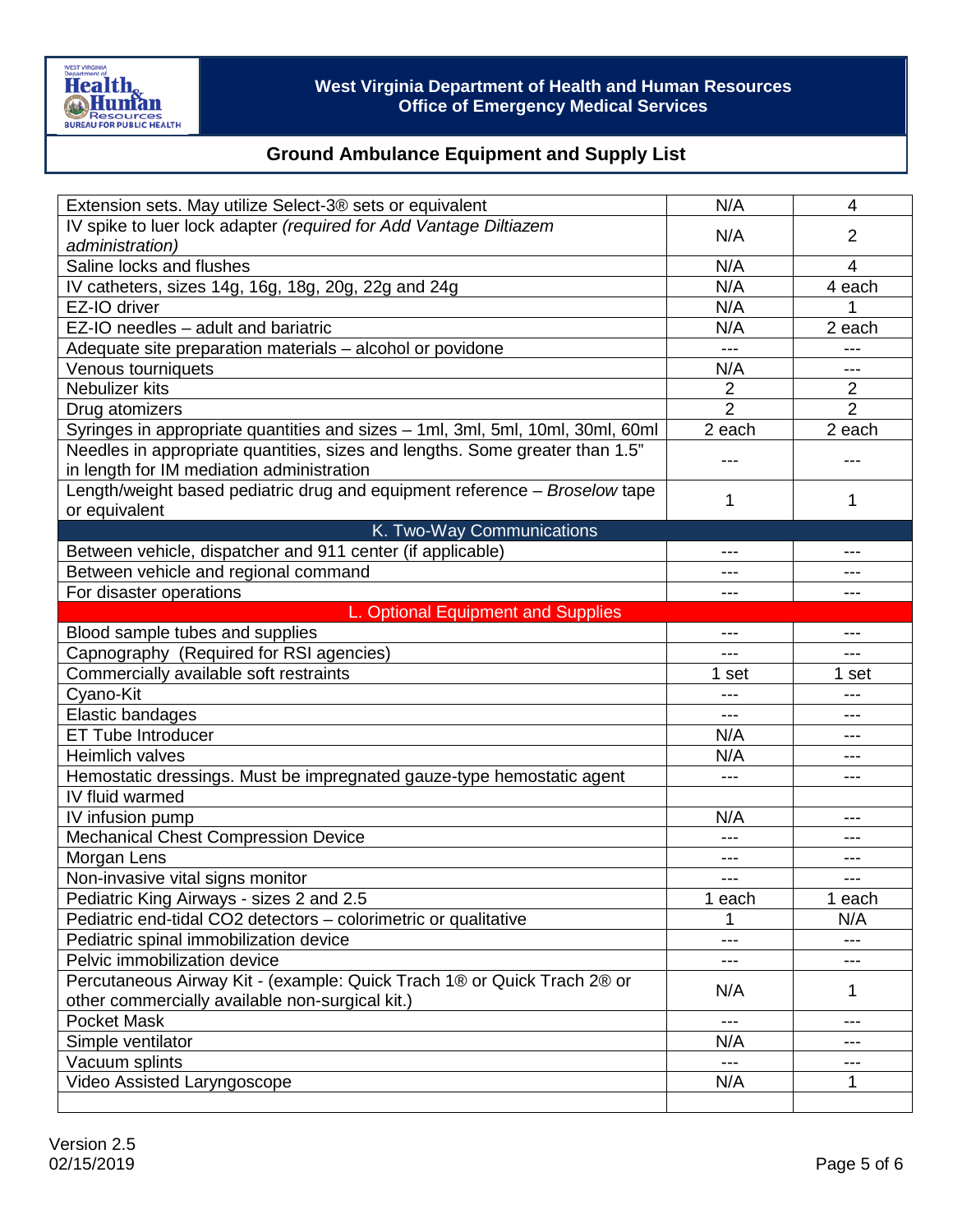# West Virginia Department of Health and Human Resources
## Office of Emergency Medical Services

## Ground Ambulance Equipment and Supply List

| | | |
|---|---|---|
| Extension sets. May utilize Select-3® sets or equivalent | N/A | 4 |
| IV spike to luer lock adapter *(required for Add Vantage Diltiazem administration)* | N/A | 2 |
| Saline locks and flushes | N/A | 4 |
| IV catheters, sizes 14g, 16g, 18g, 20g, 22g and 24g | N/A | 4 each |
| EZ-IO driver | N/A | 1 |
| EZ-IO needles – adult and bariatric | N/A | 2 each |
| Adequate site preparation materials – alcohol or povidone | --- | --- |
| Venous tourniquets | N/A | --- |
| Nebulizer kits | 2 | 2 |
| Drug atomizers | 2 | 2 |
| Syringes in appropriate quantities and sizes – 1ml, 3ml, 5ml, 10ml, 30ml, 60ml | 2 each | 2 each |
| Needles in appropriate quantities, sizes and lengths. Some greater than 1.5" in length for IM mediation administration | --- | --- |
| Length/weight based pediatric drug and equipment reference – *Broselow* tape or equivalent | 1 | 1 |
| **K. Two-Way Communications** | | |
| Between vehicle, dispatcher and 911 center (if applicable) | --- | --- |
| Between vehicle and regional command | --- | --- |
| For disaster operations | --- | --- |
| **L. Optional Equipment and Supplies** | | |
| Blood sample tubes and supplies | --- | --- |
| Capnography (Required for RSI agencies) | --- | --- |
| Commercially available soft restraints | 1 set | 1 set |
| Cyano-Kit | --- | --- |
| Elastic bandages | --- | --- |
| ET Tube Introducer | N/A | --- |
| Heimlich valves | N/A | --- |
| Hemostatic dressings. Must be impregnated gauze-type hemostatic agent | --- | --- |
| IV fluid warmed | | |
| IV infusion pump | N/A | --- |
| Mechanical Chest Compression Device | --- | --- |
| Morgan Lens | --- | --- |
| Non-invasive vital signs monitor | --- | --- |
| Pediatric King Airways - sizes 2 and 2.5 | 1 each | 1 each |
| Pediatric end-tidal CO2 detectors – colorimetric or qualitative | 1 | N/A |
| Pediatric spinal immobilization device | --- | --- |
| Pelvic immobilization device | --- | --- |
| Percutaneous Airway Kit - (example: Quick Trach 1® or Quick Trach 2® or other commercially available non-surgical kit.) | N/A | 1 |
| Pocket Mask | --- | --- |
| Simple ventilator | N/A | --- |
| Vacuum splints | --- | --- |
| Video Assisted Laryngoscope | N/A | 1 |
| | | |

Version 2.5
02/15/2019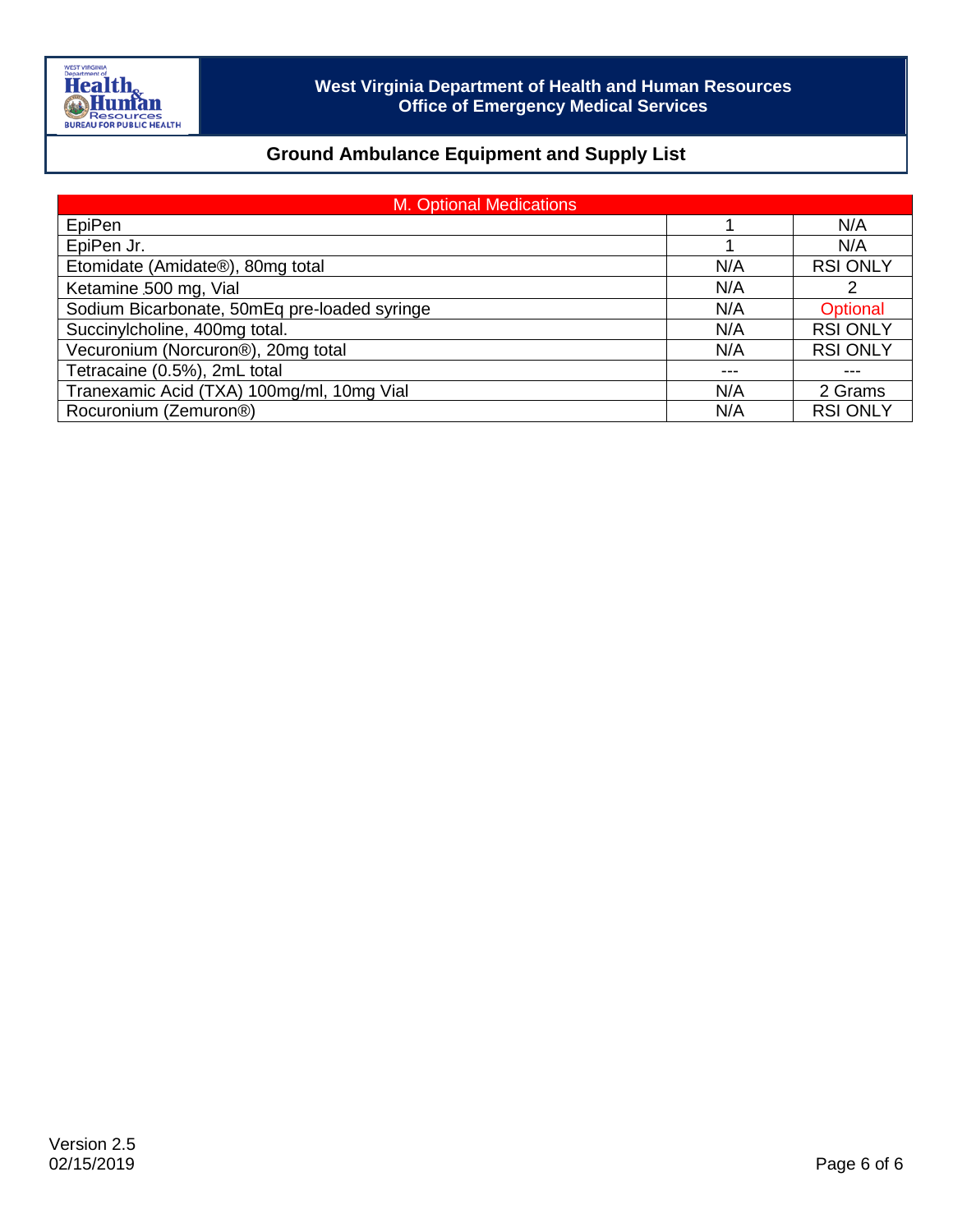West Virginia Department of Health and Human Resources
Office of Emergency Medical Services

## Ground Ambulance Equipment and Supply List

| M. Optional Medications | | |
|---|---|---|
| EpiPen | 1 | N/A |
| EpiPen Jr. | 1 | N/A |
| Etomidate (Amidate®), 80mg total | N/A | RSI ONLY |
| Ketamine 500 mg, Vial | N/A | 2 |
| Sodium Bicarbonate, 50mEq pre-loaded syringe | N/A | Optional |
| Succinylcholine, 400mg total. | N/A | RSI ONLY |
| Vecuronium (Norcuron®), 20mg total | N/A | RSI ONLY |
| Tetracaine (0.5%), 2mL total | --- | --- |
| Tranexamic Acid (TXA) 100mg/ml, 10mg Vial | N/A | 2 Grams |
| Rocuronium (Zemuron®) | N/A | RSI ONLY |

Version 2.5
02/15/2019